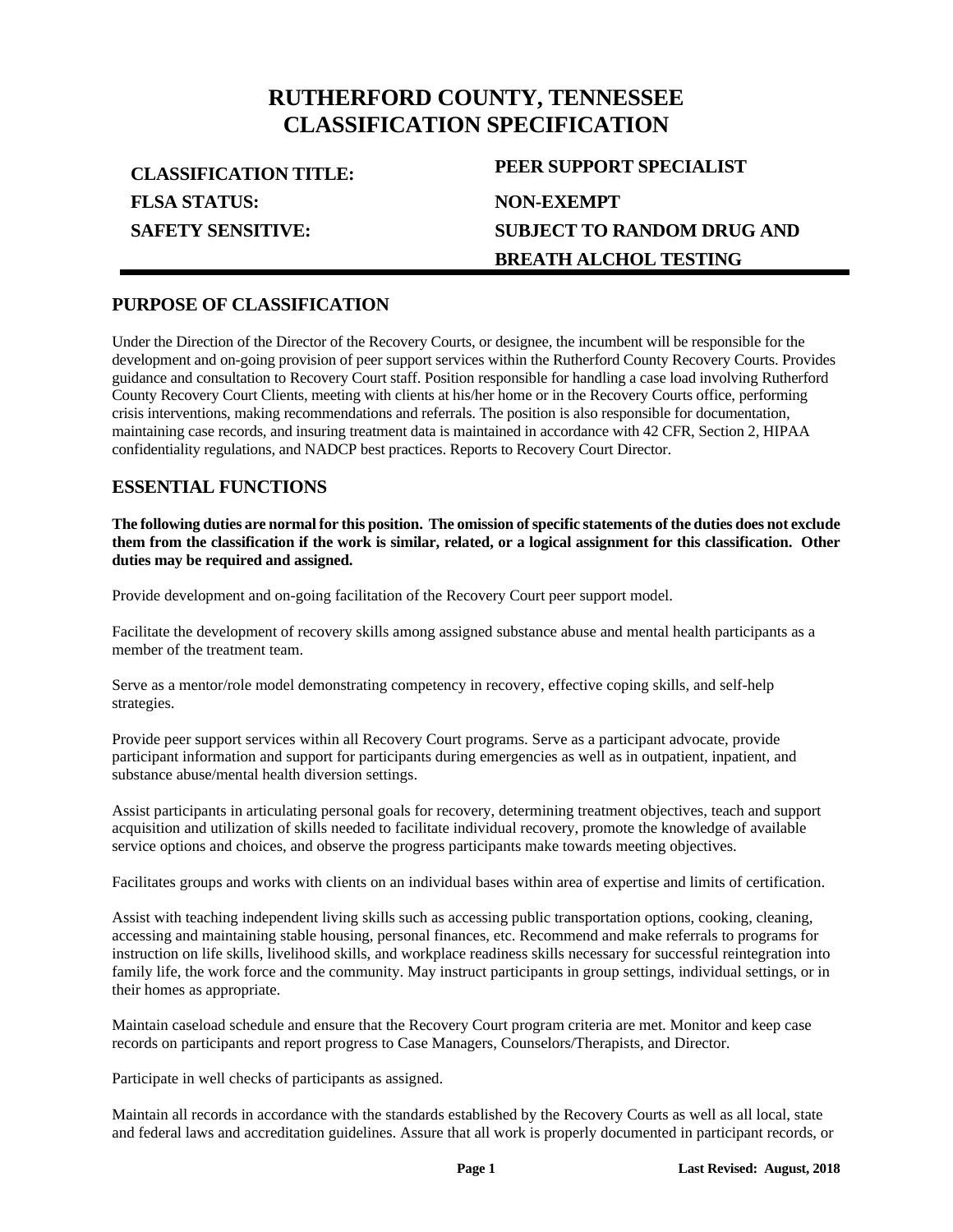# RUTHERFORD COUNTY, TENNESSEE
# CLASSIFICATION SPECIFICATION

**CLASSIFICATION TITLE:** PEER SUPPORT SPECIALIST

**FLSA STATUS:** NON-EXEMPT

**SAFETY SENSITIVE:** SUBJECT TO RANDOM DRUG AND BREATH ALCHOL TESTING

---

## PURPOSE OF CLASSIFICATION

Under the Direction of the Director of the Recovery Courts, or designee, the incumbent will be responsible for the development and on-going provision of peer support services within the Rutherford County Recovery Courts. Provides guidance and consultation to Recovery Court staff. Position responsible for handling a case load involving Rutherford County Recovery Court Clients, meeting with clients at his/her home or in the Recovery Courts office, performing crisis interventions, making recommendations and referrals. The position is also responsible for documentation, maintaining case records, and insuring treatment data is maintained in accordance with 42 CFR, Section 2, HIPAA confidentiality regulations, and NADCP best practices. Reports to Recovery Court Director.

## ESSENTIAL FUNCTIONS

**The following duties are normal for this position. The omission of specific statements of the duties does not exclude them from the classification if the work is similar, related, or a logical assignment for this classification. Other duties may be required and assigned.**

Provide development and on-going facilitation of the Recovery Court peer support model.

Facilitate the development of recovery skills among assigned substance abuse and mental health participants as a member of the treatment team.

Serve as a mentor/role model demonstrating competency in recovery, effective coping skills, and self-help strategies.

Provide peer support services within all Recovery Court programs. Serve as a participant advocate, provide participant information and support for participants during emergencies as well as in outpatient, inpatient, and substance abuse/mental health diversion settings.

Assist participants in articulating personal goals for recovery, determining treatment objectives, teach and support acquisition and utilization of skills needed to facilitate individual recovery, promote the knowledge of available service options and choices, and observe the progress participants make towards meeting objectives.

Facilitates groups and works with clients on an individual bases within area of expertise and limits of certification.

Assist with teaching independent living skills such as accessing public transportation options, cooking, cleaning, accessing and maintaining stable housing, personal finances, etc. Recommend and make referrals to programs for instruction on life skills, livelihood skills, and workplace readiness skills necessary for successful reintegration into family life, the work force and the community. May instruct participants in group settings, individual settings, or in their homes as appropriate.

Maintain caseload schedule and ensure that the Recovery Court program criteria are met. Monitor and keep case records on participants and report progress to Case Managers, Counselors/Therapists, and Director.

Participate in well checks of participants as assigned.

Maintain all records in accordance with the standards established by the Recovery Courts as well as all local, state and federal laws and accreditation guidelines. Assure that all work is properly documented in participant records, or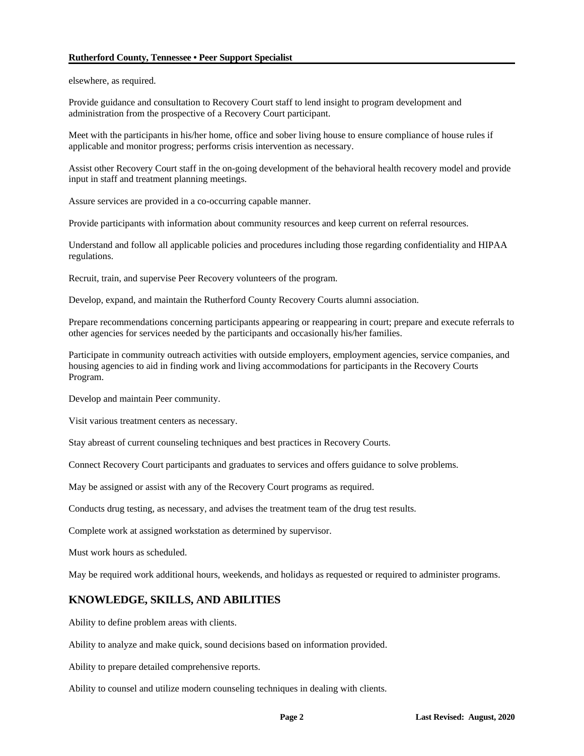elsewhere, as required.

Provide guidance and consultation to Recovery Court staff to lend insight to program development and administration from the prospective of a Recovery Court participant.

Meet with the participants in his/her home, office and sober living house to ensure compliance of house rules if applicable and monitor progress; performs crisis intervention as necessary.

Assist other Recovery Court staff in the on-going development of the behavioral health recovery model and provide input in staff and treatment planning meetings.

Assure services are provided in a co-occurring capable manner.

Provide participants with information about community resources and keep current on referral resources.

Understand and follow all applicable policies and procedures including those regarding confidentiality and HIPAA regulations.

Recruit, train, and supervise Peer Recovery volunteers of the program.

Develop, expand, and maintain the Rutherford County Recovery Courts alumni association.

Prepare recommendations concerning participants appearing or reappearing in court; prepare and execute referrals to other agencies for services needed by the participants and occasionally his/her families.

Participate in community outreach activities with outside employers, employment agencies, service companies, and housing agencies to aid in finding work and living accommodations for participants in the Recovery Courts Program.

Develop and maintain Peer community.

Visit various treatment centers as necessary.

Stay abreast of current counseling techniques and best practices in Recovery Courts.

Connect Recovery Court participants and graduates to services and offers guidance to solve problems.

May be assigned or assist with any of the Recovery Court programs as required.

Conducts drug testing, as necessary, and advises the treatment team of the drug test results.

Complete work at assigned workstation as determined by supervisor.

Must work hours as scheduled.

May be required work additional hours, weekends, and holidays as requested or required to administer programs.

## KNOWLEDGE, SKILLS, AND ABILITIES

Ability to define problem areas with clients.

Ability to analyze and make quick, sound decisions based on information provided.

Ability to prepare detailed comprehensive reports.

Ability to counsel and utilize modern counseling techniques in dealing with clients.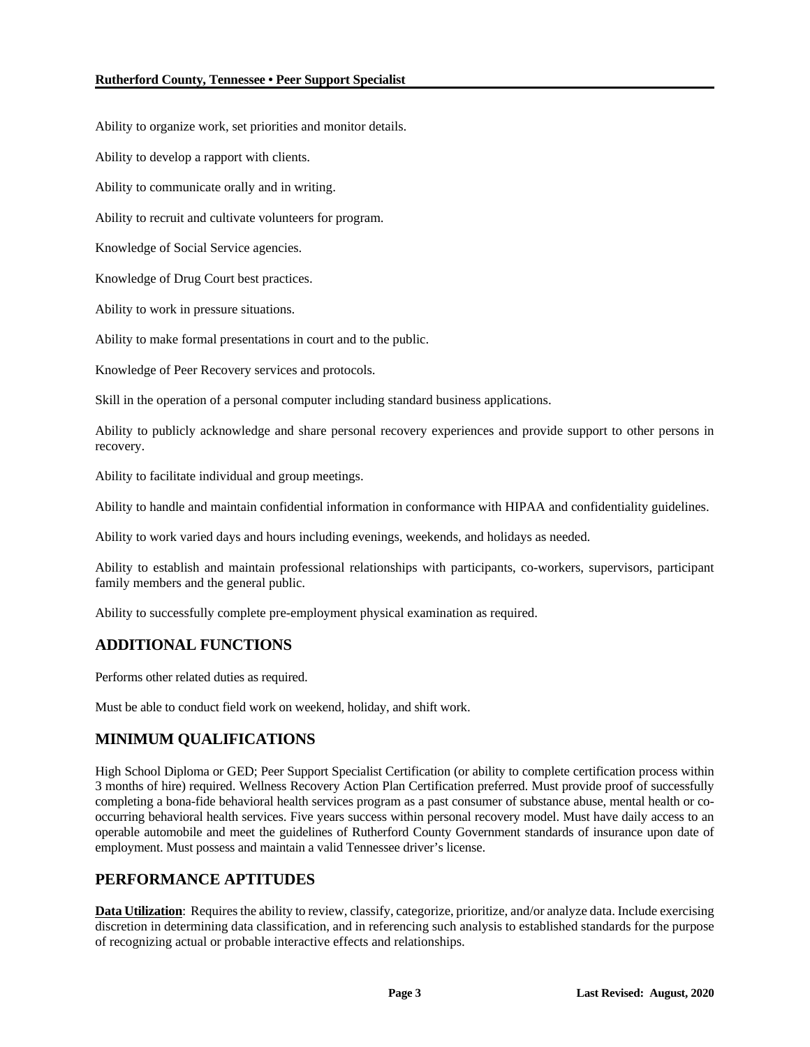Ability to organize work, set priorities and monitor details.

Ability to develop a rapport with clients.

Ability to communicate orally and in writing.

Ability to recruit and cultivate volunteers for program.

Knowledge of Social Service agencies.

Knowledge of Drug Court best practices.

Ability to work in pressure situations.

Ability to make formal presentations in court and to the public.

Knowledge of Peer Recovery services and protocols.

Skill in the operation of a personal computer including standard business applications.

Ability to publicly acknowledge and share personal recovery experiences and provide support to other persons in recovery.

Ability to facilitate individual and group meetings.

Ability to handle and maintain confidential information in conformance with HIPAA and confidentiality guidelines.

Ability to work varied days and hours including evenings, weekends, and holidays as needed.

Ability to establish and maintain professional relationships with participants, co-workers, supervisors, participant family members and the general public.

Ability to successfully complete pre-employment physical examination as required.

## ADDITIONAL FUNCTIONS

Performs other related duties as required.

Must be able to conduct field work on weekend, holiday, and shift work.

## MINIMUM QUALIFICATIONS

High School Diploma or GED; Peer Support Specialist Certification (or ability to complete certification process within 3 months of hire) required. Wellness Recovery Action Plan Certification preferred. Must provide proof of successfully completing a bona-fide behavioral health services program as a past consumer of substance abuse, mental health or co-occurring behavioral health services. Five years success within personal recovery model. Must have daily access to an operable automobile and meet the guidelines of Rutherford County Government standards of insurance upon date of employment. Must possess and maintain a valid Tennessee driver's license.

## PERFORMANCE APTITUDES

**Data Utilization**: Requires the ability to review, classify, categorize, prioritize, and/or analyze data. Include exercising discretion in determining data classification, and in referencing such analysis to established standards for the purpose of recognizing actual or probable interactive effects and relationships.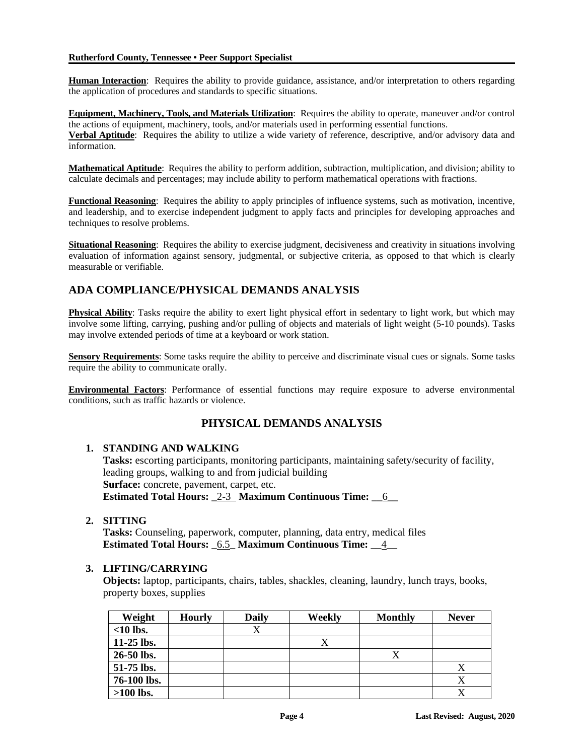**Human Interaction**: Requires the ability to provide guidance, assistance, and/or interpretation to others regarding the application of procedures and standards to specific situations.

**Equipment, Machinery, Tools, and Materials Utilization**: Requires the ability to operate, maneuver and/or control the actions of equipment, machinery, tools, and/or materials used in performing essential functions.
**Verbal Aptitude**: Requires the ability to utilize a wide variety of reference, descriptive, and/or advisory data and information.

**Mathematical Aptitude**: Requires the ability to perform addition, subtraction, multiplication, and division; ability to calculate decimals and percentages; may include ability to perform mathematical operations with fractions.

**Functional Reasoning**: Requires the ability to apply principles of influence systems, such as motivation, incentive, and leadership, and to exercise independent judgment to apply facts and principles for developing approaches and techniques to resolve problems.

**Situational Reasoning**: Requires the ability to exercise judgment, decisiveness and creativity in situations involving evaluation of information against sensory, judgmental, or subjective criteria, as opposed to that which is clearly measurable or verifiable.

## ADA COMPLIANCE/PHYSICAL DEMANDS ANALYSIS

**Physical Ability**: Tasks require the ability to exert light physical effort in sedentary to light work, but which may involve some lifting, carrying, pushing and/or pulling of objects and materials of light weight (5-10 pounds). Tasks may involve extended periods of time at a keyboard or work station.

**Sensory Requirements**: Some tasks require the ability to perceive and discriminate visual cues or signals. Some tasks require the ability to communicate orally.

**Environmental Factors**: Performance of essential functions may require exposure to adverse environmental conditions, such as traffic hazards or violence.

## PHYSICAL DEMANDS ANALYSIS

1. **STANDING AND WALKING**
   **Tasks:** escorting participants, monitoring participants, maintaining safety/security of facility, leading groups, walking to and from judicial building
   **Surface:** concrete, pavement, carpet, etc.
   **Estimated Total Hours:** _2-3_ **Maximum Continuous Time:** __6__

2. **SITTING**
   **Tasks:** Counseling, paperwork, computer, planning, data entry, medical files
   **Estimated Total Hours:** _6.5_ **Maximum Continuous Time:** __4__

3. **LIFTING/CARRYING**
   **Objects:** laptop, participants, chairs, tables, shackles, cleaning, laundry, lunch trays, books, property boxes, supplies

| Weight | Hourly | Daily | Weekly | Monthly | Never |
|---|---|---|---|---|---|
| <10 lbs. | | X | | | |
| 11-25 lbs. | | | X | | |
| 26-50 lbs. | | | | X | |
| 51-75 lbs. | | | | | X |
| 76-100 lbs. | | | | | X |
| >100 lbs. | | | | | X |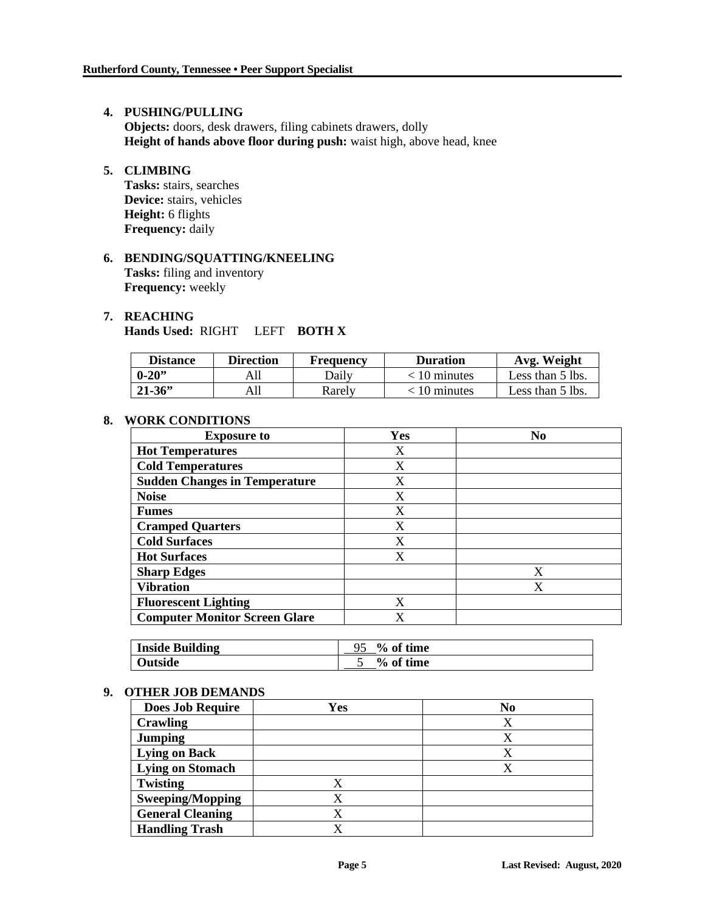4. **PUSHING/PULLING**
   **Objects:** doors, desk drawers, filing cabinets drawers, dolly
   **Height of hands above floor during push:** waist high, above head, knee

5. **CLIMBING**
   **Tasks:** stairs, searches
   **Device:** stairs, vehicles
   **Height:** 6 flights
   **Frequency:** daily

6. **BENDING/SQUATTING/KNEELING**
   **Tasks:** filing and inventory
   **Frequency:** weekly

7. **REACHING**
   **Hands Used:** RIGHT LEFT **BOTH X**

| Distance | Direction | Frequency | Duration | Avg. Weight |
|---|---|---|---|---|
| **0-20”** | All | Daily | < 10 minutes | Less than 5 lbs. |
| **21-36”** | All | Rarely | < 10 minutes | Less than 5 lbs. |

8. **WORK CONDITIONS**

| Exposure to | Yes | No |
|---|---|---|
| **Hot Temperatures** | X | |
| **Cold Temperatures** | X | |
| **Sudden Changes in Temperature** | X | |
| **Noise** | X | |
| **Fumes** | X | |
| **Cramped Quarters** | X | |
| **Cold Surfaces** | X | |
| **Hot Surfaces** | X | |
| **Sharp Edges** | | X |
| **Vibration** | | X |
| **Fluorescent Lighting** | X | |
| **Computer Monitor Screen Glare** | X | |

| | |
|---|---|
| **Inside Building** | 95 **% of time** |
| **Outside** | 5 **% of time** |

9. **OTHER JOB DEMANDS**

| Does Job Require | Yes | No |
|---|---|---|
| **Crawling** | | X |
| **Jumping** | | X |
| **Lying on Back** | | X |
| **Lying on Stomach** | | X |
| **Twisting** | X | |
| **Sweeping/Mopping** | X | |
| **General Cleaning** | X | |
| **Handling Trash** | X | |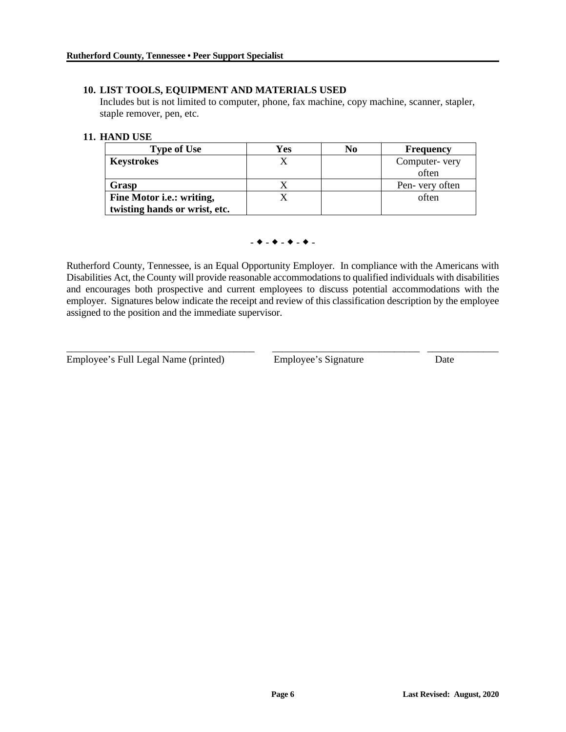**10. LIST TOOLS, EQUIPMENT AND MATERIALS USED**

Includes but is not limited to computer, phone, fax machine, copy machine, scanner, stapler, staple remover, pen, etc.

**11. HAND USE**

| Type of Use | Yes | No | Frequency |
|---|---|---|---|
| **Keystrokes** | X | | Computer- very often |
| **Grasp** | X | | Pen- very often |
| **Fine Motor i.e.: writing, twisting hands or wrist, etc.** | X | | often |

- ◆ - ◆ - ◆ - ◆ -

Rutherford County, Tennessee, is an Equal Opportunity Employer. In compliance with the Americans with Disabilities Act, the County will provide reasonable accommodations to qualified individuals with disabilities and encourages both prospective and current employees to discuss potential accommodations with the employer. Signatures below indicate the receipt and review of this classification description by the employee assigned to the position and the immediate supervisor.

_______________________________________ ______________________________ ______________

Employee's Full Legal Name (printed) Employee's Signature Date

Last Revised: August, 2020